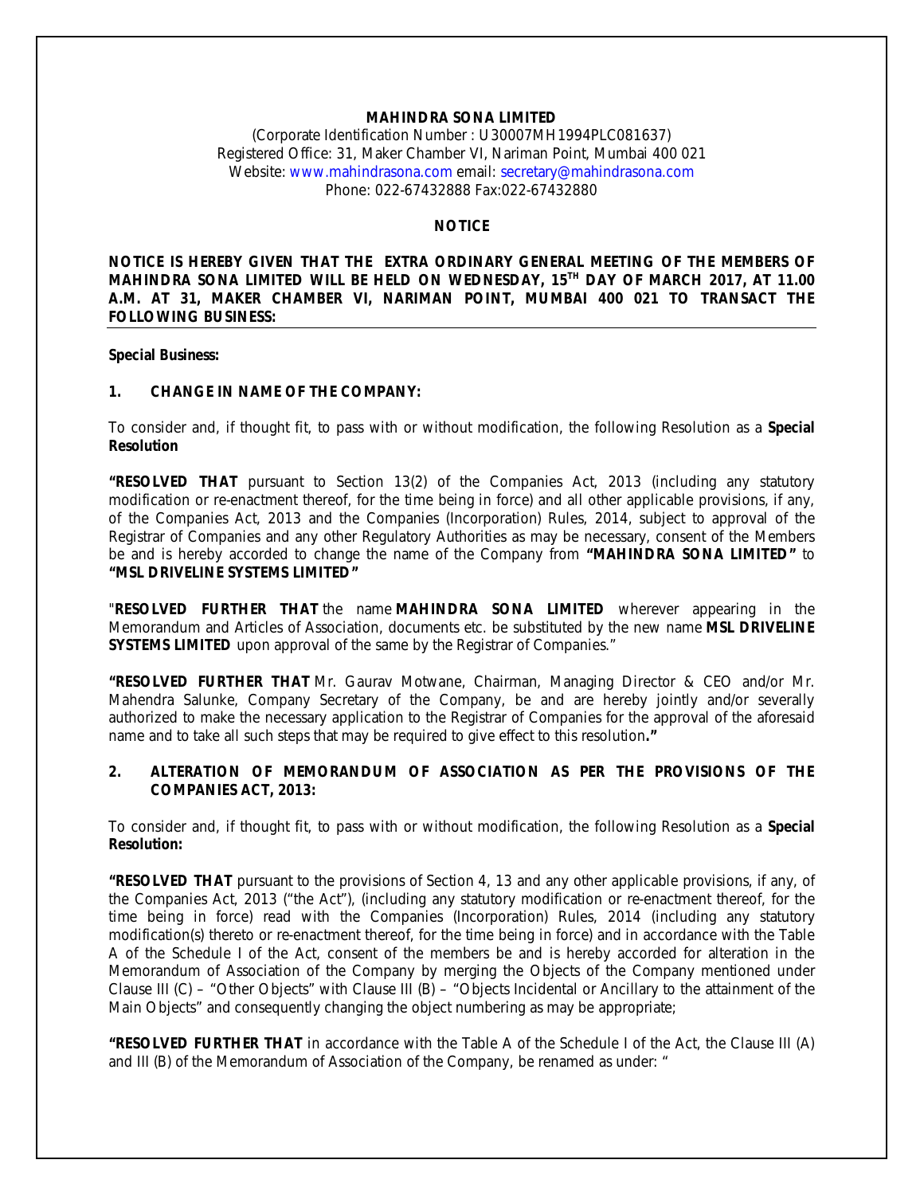**MAHINDRA SONA LIMITED**
(Corporate Identification Number : U30007MH1994PLC081637)
Registered Office: 31, Maker Chamber VI, Nariman Point, Mumbai 400 021
Website: www.mahindrasona.com email: secretary@mahindrasona.com
Phone: 022-67432888 Fax:022-67432880

**NOTICE**

**NOTICE IS HEREBY GIVEN THAT THE EXTRA ORDINARY GENERAL MEETING OF THE MEMBERS OF MAHINDRA SONA LIMITED WILL BE HELD ON WEDNESDAY, 15TH DAY OF MARCH 2017, AT 11.00 A.M. AT 31, MAKER CHAMBER VI, NARIMAN POINT, MUMBAI 400 021 TO TRANSACT THE FOLLOWING BUSINESS:**

**Special Business:**

**1. CHANGE IN NAME OF THE COMPANY:**

To consider and, if thought fit, to pass with or without modification, the following Resolution as a **Special Resolution**

**"RESOLVED THAT** pursuant to Section 13(2) of the Companies Act, 2013 (including any statutory modification or re-enactment thereof, for the time being in force) and all other applicable provisions, if any, of the Companies Act, 2013 and the Companies (Incorporation) Rules, 2014, subject to approval of the Registrar of Companies and any other Regulatory Authorities as may be necessary, consent of the Members be and is hereby accorded to change the name of the Company from **"MAHINDRA SONA LIMITED"** to **"MSL DRIVELINE SYSTEMS LIMITED"**

"**RESOLVED FURTHER THAT** the name **MAHINDRA SONA LIMITED** wherever appearing in the Memorandum and Articles of Association, documents etc. be substituted by the new name **MSL DRIVELINE SYSTEMS LIMITED** upon approval of the same by the Registrar of Companies."

**"RESOLVED FURTHER THAT** Mr. Gaurav Motwane, Chairman, Managing Director & CEO and/or Mr. Mahendra Salunke, Company Secretary of the Company, be and are hereby jointly and/or severally authorized to make the necessary application to the Registrar of Companies for the approval of the aforesaid name and to take all such steps that may be required to give effect to this resolution**."**

**2. ALTERATION OF MEMORANDUM OF ASSOCIATION AS PER THE PROVISIONS OF THE COMPANIES ACT, 2013:**

To consider and, if thought fit, to pass with or without modification, the following Resolution as a **Special Resolution:**

**"RESOLVED THAT** pursuant to the provisions of Section 4, 13 and any other applicable provisions, if any, of the Companies Act, 2013 ("the Act"), (including any statutory modification or re-enactment thereof, for the time being in force) read with the Companies (Incorporation) Rules, 2014 (including any statutory modification(s) thereto or re-enactment thereof, for the time being in force) and in accordance with the Table A of the Schedule I of the Act, consent of the members be and is hereby accorded for alteration in the Memorandum of Association of the Company by merging the Objects of the Company mentioned under Clause III (C) – "Other Objects" with Clause III (B) – "Objects Incidental or Ancillary to the attainment of the Main Objects" and consequently changing the object numbering as may be appropriate;

**"RESOLVED FURTHER THAT** in accordance with the Table A of the Schedule I of the Act, the Clause III (A) and III (B) of the Memorandum of Association of the Company, be renamed as under: "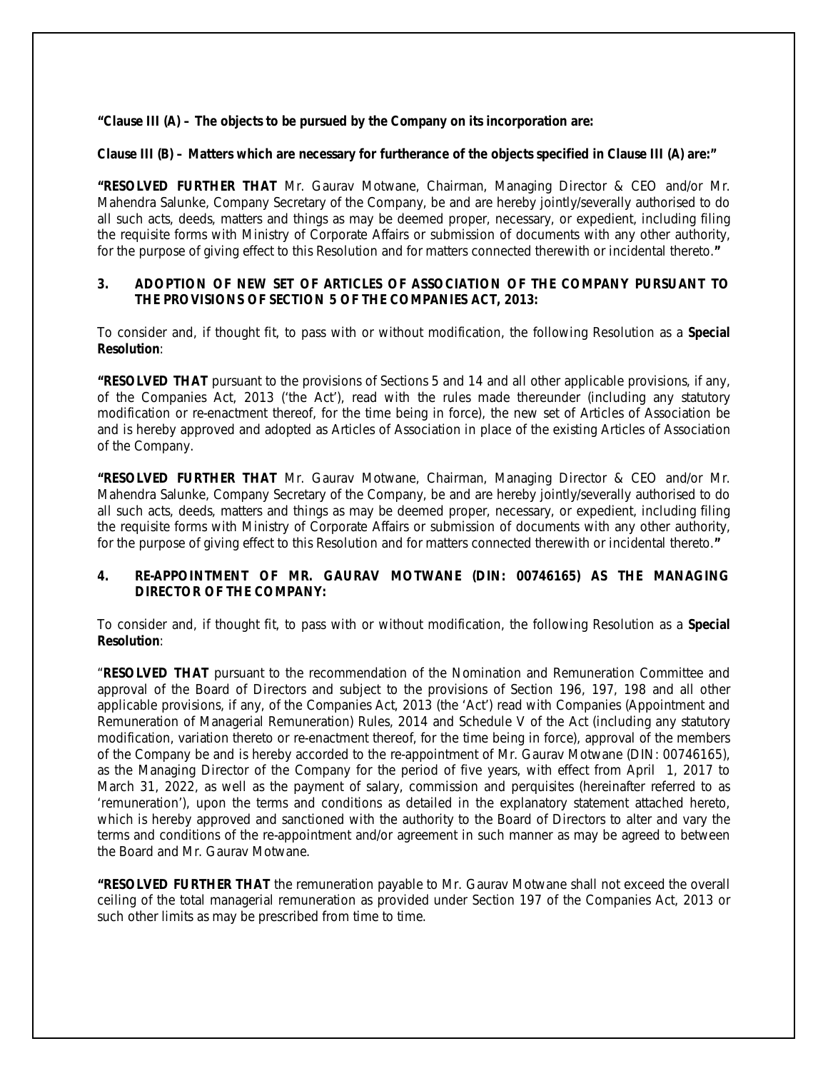**"Clause III (A) – The objects to be pursued by the Company on its incorporation are:**

**Clause III (B) – Matters which are necessary for furtherance of the objects specified in Clause III (A) are:"**

**"RESOLVED FURTHER THAT** Mr. Gaurav Motwane, Chairman, Managing Director & CEO and/or Mr. Mahendra Salunke, Company Secretary of the Company, be and are hereby jointly/severally authorised to do all such acts, deeds, matters and things as may be deemed proper, necessary, or expedient, including filing the requisite forms with Ministry of Corporate Affairs or submission of documents with any other authority, for the purpose of giving effect to this Resolution and for matters connected therewith or incidental thereto.**"**

### 3. ADOPTION OF NEW SET OF ARTICLES OF ASSOCIATION OF THE COMPANY PURSUANT TO THE PROVISIONS OF SECTION 5 OF THE COMPANIES ACT, 2013:

To consider and, if thought fit, to pass with or without modification, the following Resolution as a **Special Resolution**:

**"RESOLVED THAT** pursuant to the provisions of Sections 5 and 14 and all other applicable provisions, if any, of the Companies Act, 2013 ('the Act'), read with the rules made thereunder (including any statutory modification or re-enactment thereof, for the time being in force), the new set of Articles of Association be and is hereby approved and adopted as Articles of Association in place of the existing Articles of Association of the Company.

**"RESOLVED FURTHER THAT** Mr. Gaurav Motwane, Chairman, Managing Director & CEO and/or Mr. Mahendra Salunke, Company Secretary of the Company, be and are hereby jointly/severally authorised to do all such acts, deeds, matters and things as may be deemed proper, necessary, or expedient, including filing the requisite forms with Ministry of Corporate Affairs or submission of documents with any other authority, for the purpose of giving effect to this Resolution and for matters connected therewith or incidental thereto.**"**

### 4. RE-APPOINTMENT OF MR. GAURAV MOTWANE (DIN: 00746165) AS THE MANAGING DIRECTOR OF THE COMPANY:

To consider and, if thought fit, to pass with or without modification, the following Resolution as a **Special Resolution**:

"**RESOLVED THAT** pursuant to the recommendation of the Nomination and Remuneration Committee and approval of the Board of Directors and subject to the provisions of Section 196, 197, 198 and all other applicable provisions, if any, of the Companies Act, 2013 (the 'Act') read with Companies (Appointment and Remuneration of Managerial Remuneration) Rules, 2014 and Schedule V of the Act (including any statutory modification, variation thereto or re-enactment thereof, for the time being in force), approval of the members of the Company be and is hereby accorded to the re-appointment of Mr. Gaurav Motwane (DIN: 00746165), as the Managing Director of the Company for the period of five years, with effect from April 1, 2017 to March 31, 2022, as well as the payment of salary, commission and perquisites (hereinafter referred to as 'remuneration'), upon the terms and conditions as detailed in the explanatory statement attached hereto, which is hereby approved and sanctioned with the authority to the Board of Directors to alter and vary the terms and conditions of the re-appointment and/or agreement in such manner as may be agreed to between the Board and Mr. Gaurav Motwane.

**"RESOLVED FURTHER THAT** the remuneration payable to Mr. Gaurav Motwane shall not exceed the overall ceiling of the total managerial remuneration as provided under Section 197 of the Companies Act, 2013 or such other limits as may be prescribed from time to time.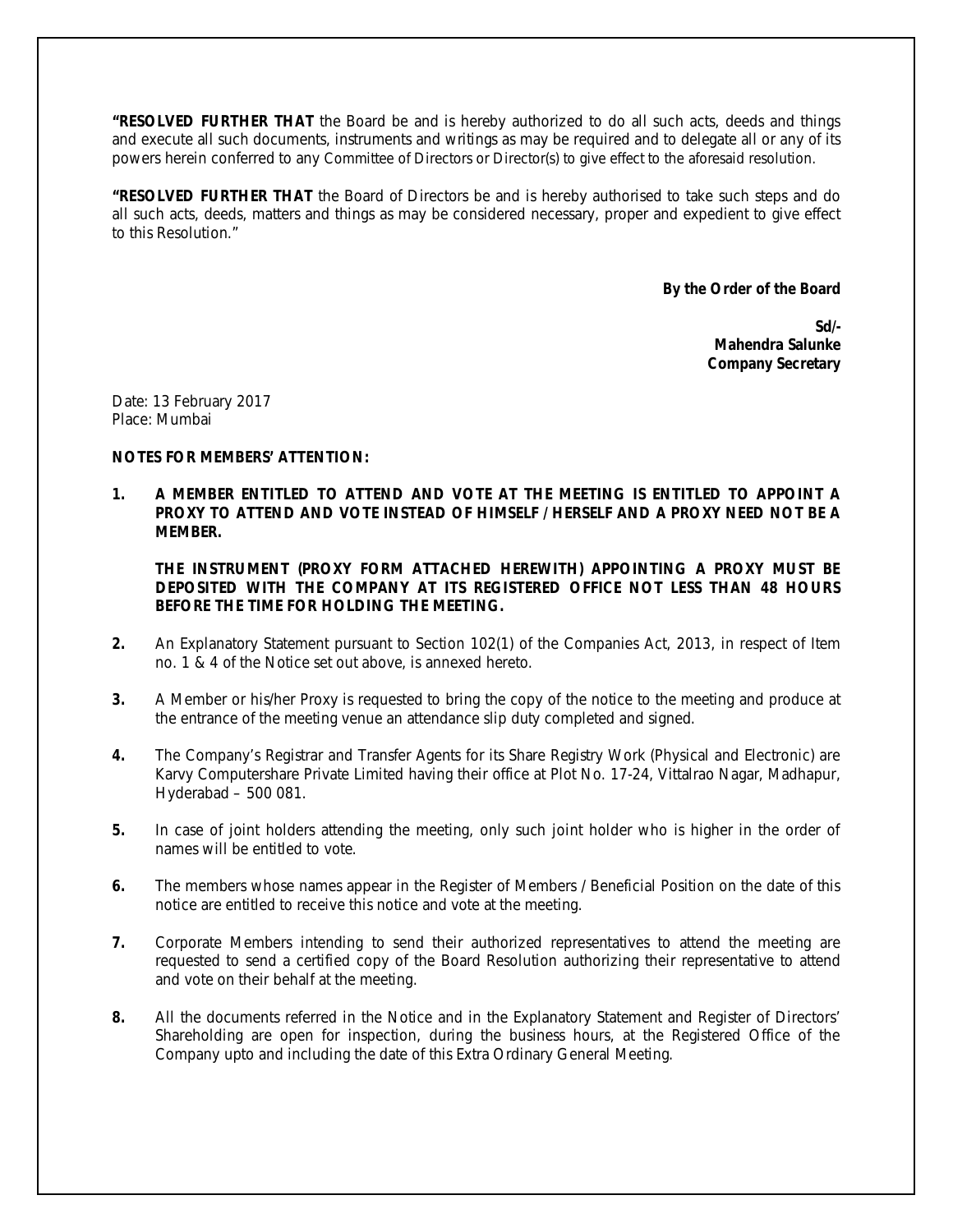**"RESOLVED FURTHER THAT** the Board be and is hereby authorized to do all such acts, deeds and things and execute all such documents, instruments and writings as may be required and to delegate all or any of its powers herein conferred to any Committee of Directors or Director(s) to give effect to the aforesaid resolution.

**"RESOLVED FURTHER THAT** the Board of Directors be and is hereby authorised to take such steps and do all such acts, deeds, matters and things as may be considered necessary, proper and expedient to give effect to this Resolution."

**By the Order of the Board**

**Sd/-**
**Mahendra Salunke**
**Company Secretary**

Date: 13 February 2017
Place: Mumbai

**NOTES FOR MEMBERS' ATTENTION:**

1. **A MEMBER ENTITLED TO ATTEND AND VOTE AT THE MEETING IS ENTITLED TO APPOINT A PROXY TO ATTEND AND VOTE INSTEAD OF HIMSELF / HERSELF AND A PROXY NEED NOT BE A MEMBER.**

   **THE INSTRUMENT (PROXY FORM ATTACHED HEREWITH) APPOINTING A PROXY MUST BE DEPOSITED WITH THE COMPANY AT ITS REGISTERED OFFICE NOT LESS THAN 48 HOURS BEFORE THE TIME FOR HOLDING THE MEETING.**

2. An Explanatory Statement pursuant to Section 102(1) of the Companies Act, 2013, in respect of Item no. 1 & 4 of the Notice set out above, is annexed hereto.

3. A Member or his/her Proxy is requested to bring the copy of the notice to the meeting and produce at the entrance of the meeting venue an attendance slip duty completed and signed.

4. The Company's Registrar and Transfer Agents for its Share Registry Work (Physical and Electronic) are Karvy Computershare Private Limited having their office at Plot No. 17-24, Vittalrao Nagar, Madhapur, Hyderabad – 500 081.

5. In case of joint holders attending the meeting, only such joint holder who is higher in the order of names will be entitled to vote.

6. The members whose names appear in the Register of Members / Beneficial Position on the date of this notice are entitled to receive this notice and vote at the meeting.

7. Corporate Members intending to send their authorized representatives to attend the meeting are requested to send a certified copy of the Board Resolution authorizing their representative to attend and vote on their behalf at the meeting.

8. All the documents referred in the Notice and in the Explanatory Statement and Register of Directors' Shareholding are open for inspection, during the business hours, at the Registered Office of the Company upto and including the date of this Extra Ordinary General Meeting.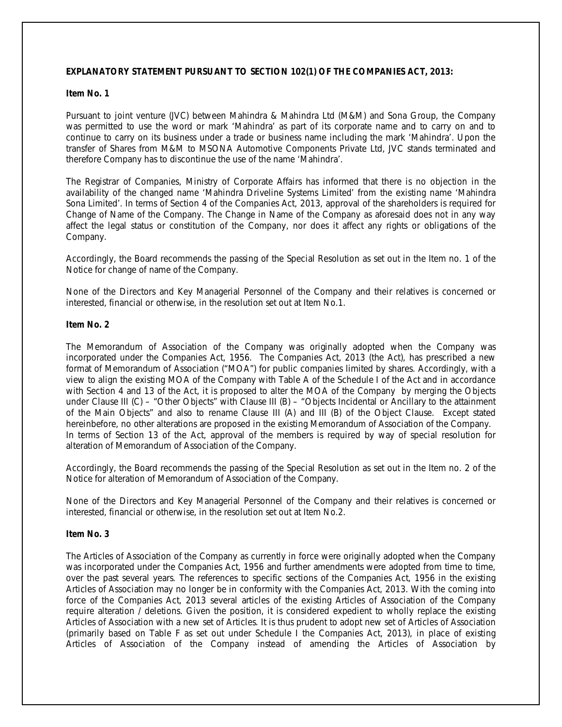**EXPLANATORY STATEMENT PURSUANT TO SECTION 102(1) OF THE COMPANIES ACT, 2013:**

**Item No. 1**

Pursuant to joint venture (JVC) between Mahindra & Mahindra Ltd (M&M) and Sona Group, the Company was permitted to use the word or mark 'Mahindra' as part of its corporate name and to carry on and to continue to carry on its business under a trade or business name including the mark 'Mahindra'. Upon the transfer of Shares from M&M to MSONA Automotive Components Private Ltd, JVC stands terminated and therefore Company has to discontinue the use of the name 'Mahindra'.

The Registrar of Companies, Ministry of Corporate Affairs has informed that there is no objection in the availability of the changed name 'Mahindra Driveline Systems Limited' from the existing name 'Mahindra Sona Limited'. In terms of Section 4 of the Companies Act, 2013, approval of the shareholders is required for Change of Name of the Company. The Change in Name of the Company as aforesaid does not in any way affect the legal status or constitution of the Company, nor does it affect any rights or obligations of the Company.

Accordingly, the Board recommends the passing of the Special Resolution as set out in the Item no. 1 of the Notice for change of name of the Company.

None of the Directors and Key Managerial Personnel of the Company and their relatives is concerned or interested, financial or otherwise, in the resolution set out at Item No.1.

**Item No. 2**

The Memorandum of Association of the Company was originally adopted when the Company was incorporated under the Companies Act, 1956. The Companies Act, 2013 (the Act), has prescribed a new format of Memorandum of Association ("MOA") for public companies limited by shares. Accordingly, with a view to align the existing MOA of the Company with Table A of the Schedule I of the Act and in accordance with Section 4 and 13 of the Act, it is proposed to alter the MOA of the Company by merging the Objects under Clause III (C) – "Other Objects" with Clause III (B) – "Objects Incidental or Ancillary to the attainment of the Main Objects" and also to rename Clause III (A) and III (B) of the Object Clause. Except stated hereinbefore, no other alterations are proposed in the existing Memorandum of Association of the Company. In terms of Section 13 of the Act, approval of the members is required by way of special resolution for alteration of Memorandum of Association of the Company.

Accordingly, the Board recommends the passing of the Special Resolution as set out in the Item no. 2 of the Notice for alteration of Memorandum of Association of the Company.

None of the Directors and Key Managerial Personnel of the Company and their relatives is concerned or interested, financial or otherwise, in the resolution set out at Item No.2.

**Item No. 3**

The Articles of Association of the Company as currently in force were originally adopted when the Company was incorporated under the Companies Act, 1956 and further amendments were adopted from time to time, over the past several years. The references to specific sections of the Companies Act, 1956 in the existing Articles of Association may no longer be in conformity with the Companies Act, 2013. With the coming into force of the Companies Act, 2013 several articles of the existing Articles of Association of the Company require alteration / deletions. Given the position, it is considered expedient to wholly replace the existing Articles of Association with a new set of Articles. It is thus prudent to adopt new set of Articles of Association (primarily based on Table F as set out under Schedule I the Companies Act, 2013), in place of existing Articles of Association of the Company instead of amending the Articles of Association by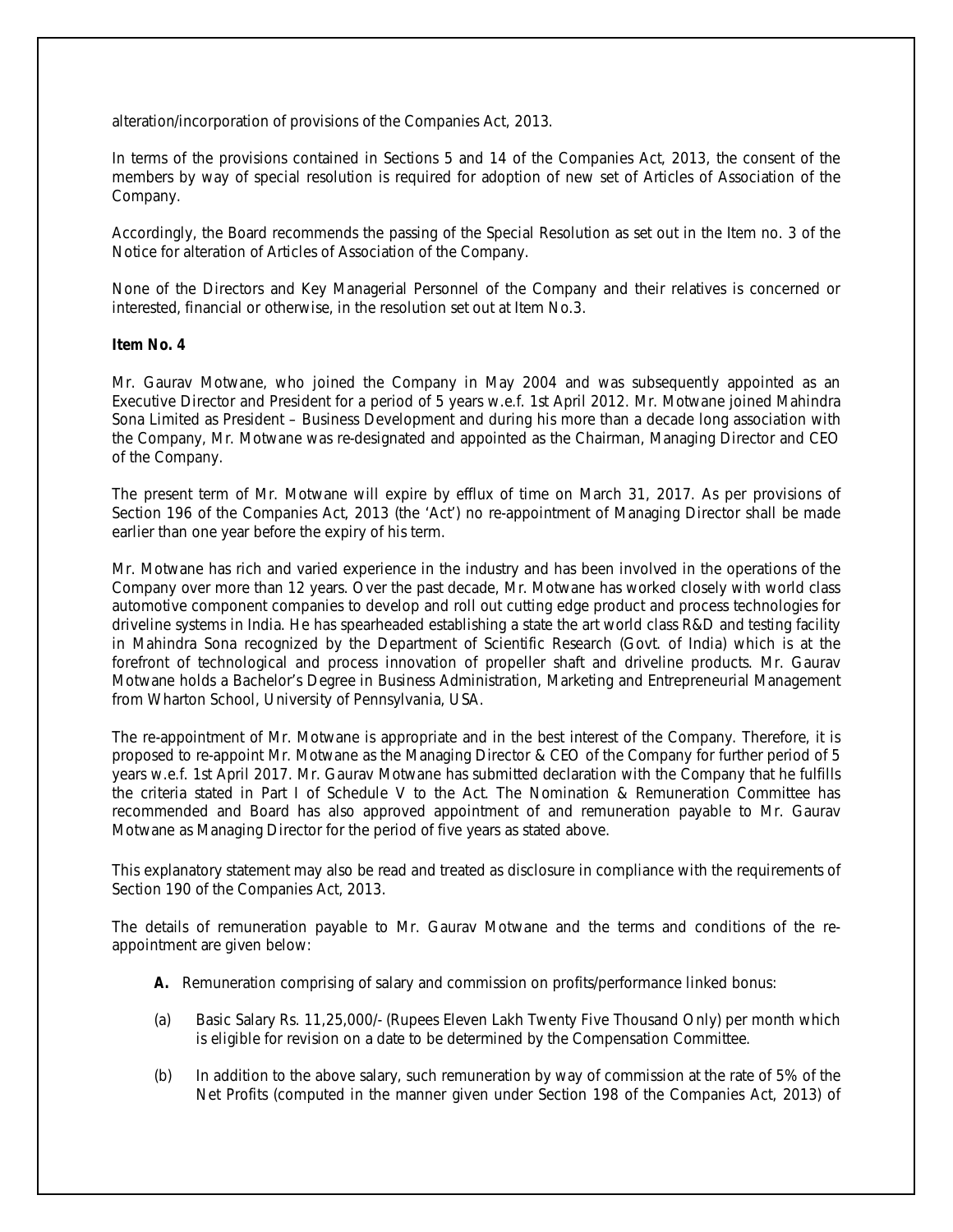alteration/incorporation of provisions of the Companies Act, 2013.

In terms of the provisions contained in Sections 5 and 14 of the Companies Act, 2013, the consent of the members by way of special resolution is required for adoption of new set of Articles of Association of the Company.

Accordingly, the Board recommends the passing of the Special Resolution as set out in the Item no. 3 of the Notice for alteration of Articles of Association of the Company.

None of the Directors and Key Managerial Personnel of the Company and their relatives is concerned or interested, financial or otherwise, in the resolution set out at Item No.3.

**Item No. 4**

Mr. Gaurav Motwane, who joined the Company in May 2004 and was subsequently appointed as an Executive Director and President for a period of 5 years w.e.f. 1st April 2012. Mr. Motwane joined Mahindra Sona Limited as President – Business Development and during his more than a decade long association with the Company, Mr. Motwane was re-designated and appointed as the Chairman, Managing Director and CEO of the Company.

The present term of Mr. Motwane will expire by efflux of time on March 31, 2017. As per provisions of Section 196 of the Companies Act, 2013 (the 'Act') no re-appointment of Managing Director shall be made earlier than one year before the expiry of his term.

Mr. Motwane has rich and varied experience in the industry and has been involved in the operations of the Company over more than 12 years. Over the past decade, Mr. Motwane has worked closely with world class automotive component companies to develop and roll out cutting edge product and process technologies for driveline systems in India. He has spearheaded establishing a state the art world class R&D and testing facility in Mahindra Sona recognized by the Department of Scientific Research (Govt. of India) which is at the forefront of technological and process innovation of propeller shaft and driveline products. Mr. Gaurav Motwane holds a Bachelor's Degree in Business Administration, Marketing and Entrepreneurial Management from Wharton School, University of Pennsylvania, USA.

The re-appointment of Mr. Motwane is appropriate and in the best interest of the Company. Therefore, it is proposed to re-appoint Mr. Motwane as the Managing Director & CEO of the Company for further period of 5 years w.e.f. 1st April 2017. Mr. Gaurav Motwane has submitted declaration with the Company that he fulfills the criteria stated in Part I of Schedule V to the Act. The Nomination & Remuneration Committee has recommended and Board has also approved appointment of and remuneration payable to Mr. Gaurav Motwane as Managing Director for the period of five years as stated above.

This explanatory statement may also be read and treated as disclosure in compliance with the requirements of Section 190 of the Companies Act, 2013.

The details of remuneration payable to Mr. Gaurav Motwane and the terms and conditions of the re-appointment are given below:

**A.** Remuneration comprising of salary and commission on profits/performance linked bonus:

(a) Basic Salary Rs. 11,25,000/- (Rupees Eleven Lakh Twenty Five Thousand Only) per month which is eligible for revision on a date to be determined by the Compensation Committee.

(b) In addition to the above salary, such remuneration by way of commission at the rate of 5% of the Net Profits (computed in the manner given under Section 198 of the Companies Act, 2013) of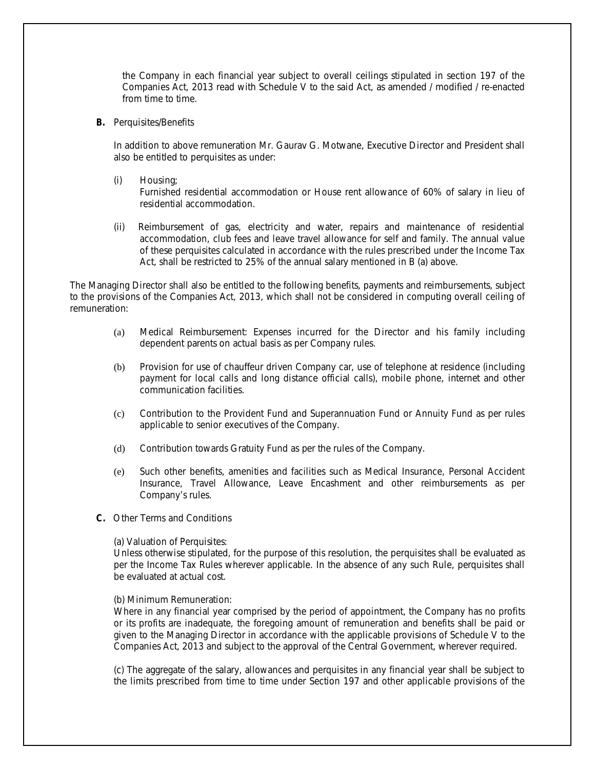the Company in each financial year subject to overall ceilings stipulated in section 197 of the Companies Act, 2013 read with Schedule V to the said Act, as amended / modified / re-enacted from time to time.

**B.** Perquisites/Benefits

In addition to above remuneration Mr. Gaurav G. Motwane, Executive Director and President shall also be entitled to perquisites as under:

(i) Housing;
Furnished residential accommodation or House rent allowance of 60% of salary in lieu of residential accommodation.

(ii) Reimbursement of gas, electricity and water, repairs and maintenance of residential accommodation, club fees and leave travel allowance for self and family. The annual value of these perquisites calculated in accordance with the rules prescribed under the Income Tax Act, shall be restricted to 25% of the annual salary mentioned in B (a) above.

The Managing Director shall also be entitled to the following benefits, payments and reimbursements, subject to the provisions of the Companies Act, 2013, which shall not be considered in computing overall ceiling of remuneration:

(a) Medical Reimbursement: Expenses incurred for the Director and his family including dependent parents on actual basis as per Company rules.

(b) Provision for use of chauffeur driven Company car, use of telephone at residence (including payment for local calls and long distance official calls), mobile phone, internet and other communication facilities.

(c) Contribution to the Provident Fund and Superannuation Fund or Annuity Fund as per rules applicable to senior executives of the Company.

(d) Contribution towards Gratuity Fund as per the rules of the Company.

(e) Such other benefits, amenities and facilities such as Medical Insurance, Personal Accident Insurance, Travel Allowance, Leave Encashment and other reimbursements as per Company's rules.

**C.** Other Terms and Conditions

(a) Valuation of Perquisites:
Unless otherwise stipulated, for the purpose of this resolution, the perquisites shall be evaluated as per the Income Tax Rules wherever applicable. In the absence of any such Rule, perquisites shall be evaluated at actual cost.

(b) Minimum Remuneration:
Where in any financial year comprised by the period of appointment, the Company has no profits or its profits are inadequate, the foregoing amount of remuneration and benefits shall be paid or given to the Managing Director in accordance with the applicable provisions of Schedule V to the Companies Act, 2013 and subject to the approval of the Central Government, wherever required.

(c) The aggregate of the salary, allowances and perquisites in any financial year shall be subject to the limits prescribed from time to time under Section 197 and other applicable provisions of the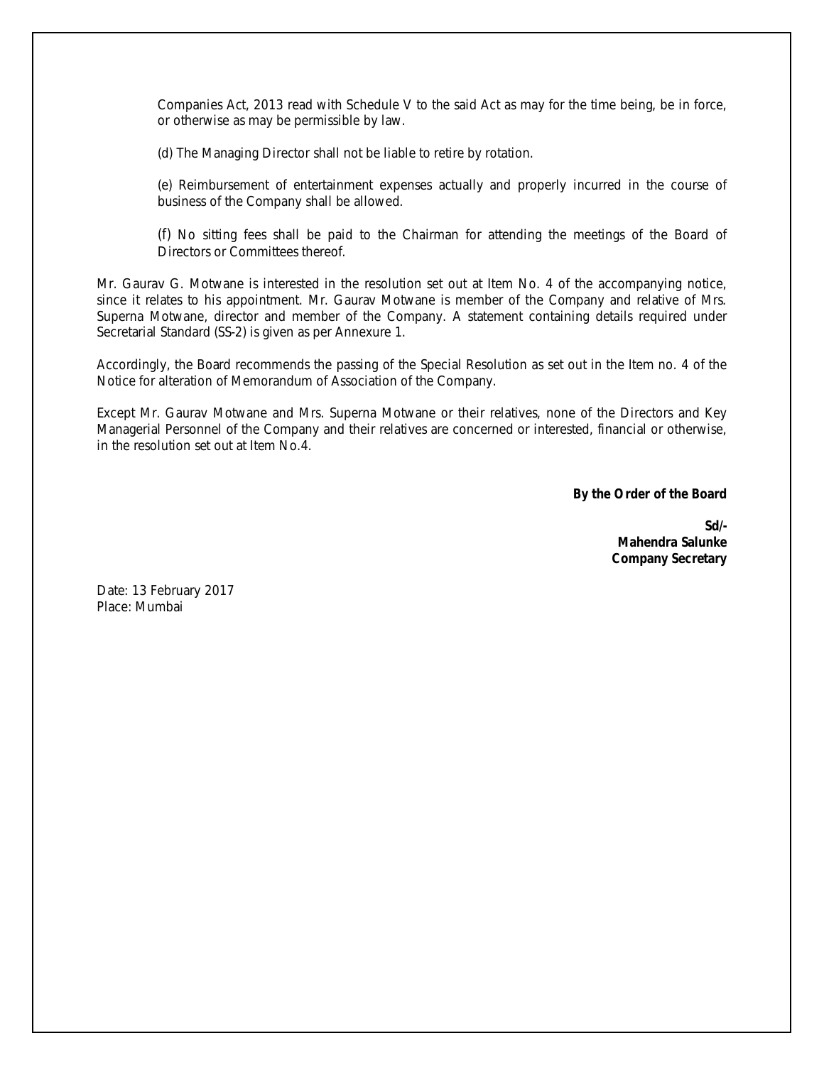Companies Act, 2013 read with Schedule V to the said Act as may for the time being, be in force, or otherwise as may be permissible by law.

(d) The Managing Director shall not be liable to retire by rotation.

(e) Reimbursement of entertainment expenses actually and properly incurred in the course of business of the Company shall be allowed.

(f) No sitting fees shall be paid to the Chairman for attending the meetings of the Board of Directors or Committees thereof.

Mr. Gaurav G. Motwane is interested in the resolution set out at Item No. 4 of the accompanying notice, since it relates to his appointment. Mr. Gaurav Motwane is member of the Company and relative of Mrs. Superna Motwane, director and member of the Company. A statement containing details required under Secretarial Standard (SS-2) is given as per Annexure 1.

Accordingly, the Board recommends the passing of the Special Resolution as set out in the Item no. 4 of the Notice for alteration of Memorandum of Association of the Company.

Except Mr. Gaurav Motwane and Mrs. Superna Motwane or their relatives, none of the Directors and Key Managerial Personnel of the Company and their relatives are concerned or interested, financial or otherwise, in the resolution set out at Item No.4.

**By the Order of the Board**

**Sd/-**
**Mahendra Salunke**
**Company Secretary**

Date: 13 February 2017
Place: Mumbai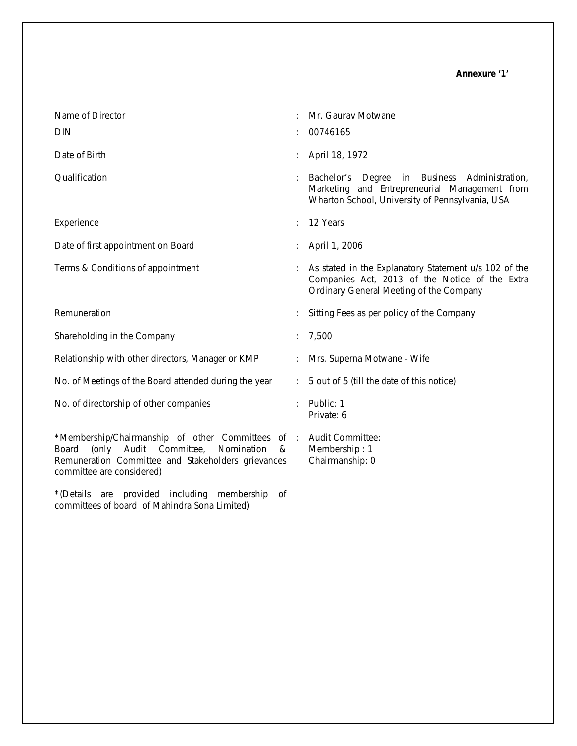**Annexure '1'**

| | | |
|---|---|---|
| Name of Director | : | Mr. Gaurav Motwane |
| DIN | : | 00746165 |
| Date of Birth | : | April 18, 1972 |
| Qualification | : | Bachelor's Degree in Business Administration, Marketing and Entrepreneurial Management from Wharton School, University of Pennsylvania, USA |
| Experience | : | 12 Years |
| Date of first appointment on Board | : | April 1, 2006 |
| Terms & Conditions of appointment | : | As stated in the Explanatory Statement u/s 102 of the Companies Act, 2013 of the Notice of the Extra Ordinary General Meeting of the Company |
| Remuneration | : | Sitting Fees as per policy of the Company |
| Shareholding in the Company | : | 7,500 |
| Relationship with other directors, Manager or KMP | : | Mrs. Superna Motwane - Wife |
| No. of Meetings of the Board attended during the year | : | 5 out of 5 (till the date of this notice) |
| No. of directorship of other companies | : | Public: 1<br>Private: 6 |
| *Membership/Chairmanship of other Committees of Board (only Audit Committee, Nomination & Remuneration Committee and Stakeholders grievances committee are considered) | : | Audit Committee:<br>Membership : 1<br>Chairmanship: 0 |

*(Details are provided including membership of committees of board of Mahindra Sona Limited)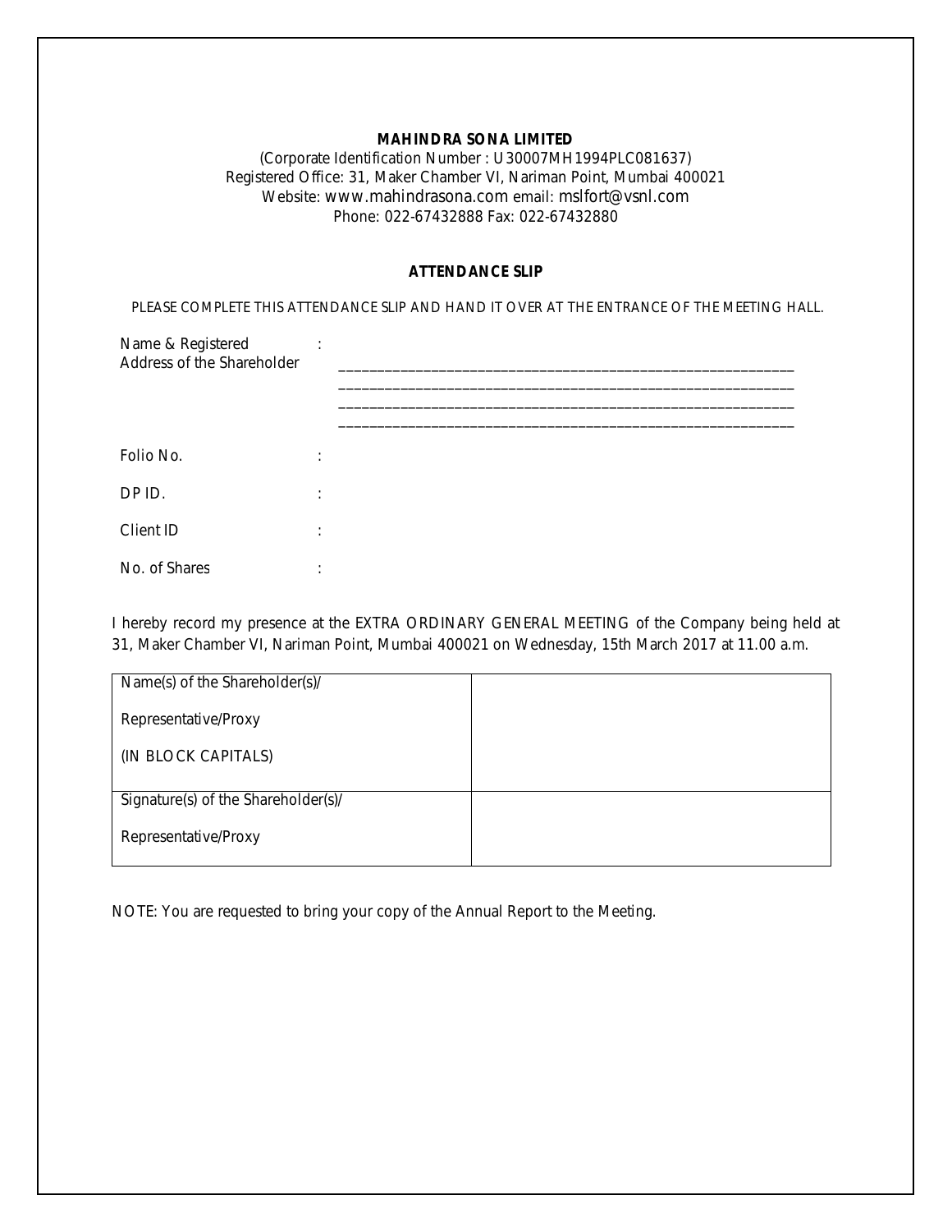**MAHINDRA SONA LIMITED**

(Corporate Identification Number : U30007MH1994PLC081637)
Registered Office: 31, Maker Chamber VI, Nariman Point, Mumbai 400021
Website: www.mahindrasona.com email: mslfort@vsnl.com
Phone: 022-67432888 Fax: 022-67432880

**ATTENDANCE SLIP**

PLEASE COMPLETE THIS ATTENDANCE SLIP AND HAND IT OVER AT THE ENTRANCE OF THE MEETING HALL.

Name & Registered Address of the Shareholder : ______________________________________________________________
______________________________________________________________
______________________________________________________________
______________________________________________________________

Folio No. :

DP ID. :

Client ID :

No. of Shares :

I hereby record my presence at the EXTRA ORDINARY GENERAL MEETING of the Company being held at 31, Maker Chamber VI, Nariman Point, Mumbai 400021 on Wednesday, 15th March 2017 at 11.00 a.m.

| | |
|---|---|
| Name(s) of the Shareholder(s)/ Representative/Proxy (IN BLOCK CAPITALS) | |
| Signature(s) of the Shareholder(s)/ Representative/Proxy | |

NOTE: You are requested to bring your copy of the Annual Report to the Meeting.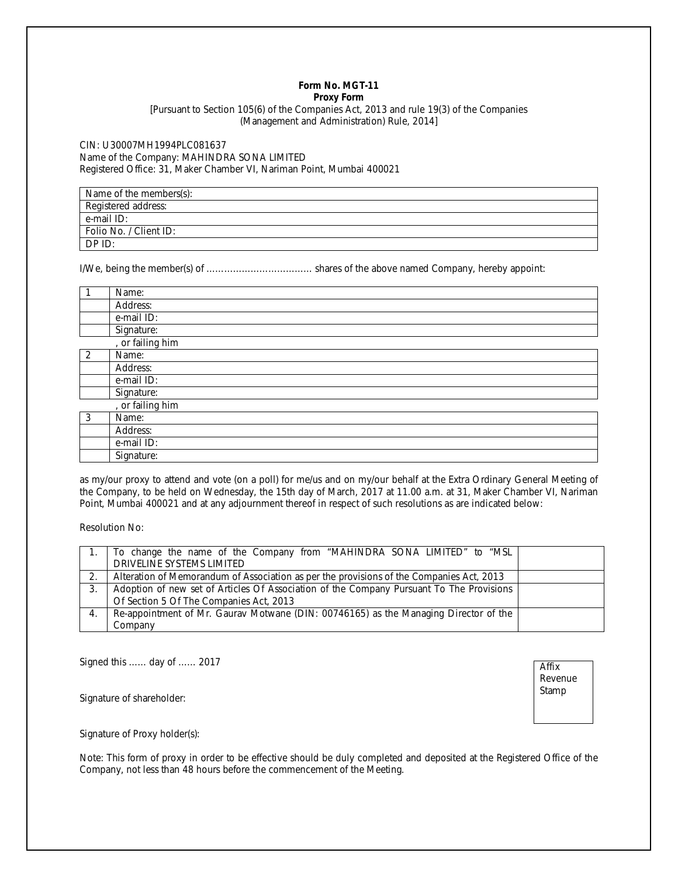**Form No. MGT-11**
**Proxy Form**

[Pursuant to Section 105(6) of the Companies Act, 2013 and rule 19(3) of the Companies (Management and Administration) Rule, 2014]

CIN: U30007MH1994PLC081637
Name of the Company: MAHINDRA SONA LIMITED
Registered Office: 31, Maker Chamber VI, Nariman Point, Mumbai 400021

| Name of the members(s): |
|---|
| Registered address: |
| e-mail ID: |
| Folio No. / Client ID: |
| DP ID: |

I/We, being the member(s) of ……………………………… shares of the above named Company, hereby appoint:

| | |
|---|---|
| 1 | Name: |
| | Address: |
| | e-mail ID: |
| | Signature: |
| | , or failing him |
| 2 | Name: |
| | Address: |
| | e-mail ID: |
| | Signature: |
| | , or failing him |
| 3 | Name: |
| | Address: |
| | e-mail ID: |
| | Signature: |

as my/our proxy to attend and vote (on a poll) for me/us and on my/our behalf at the Extra Ordinary General Meeting of the Company, to be held on Wednesday, the 15th day of March, 2017 at 11.00 a.m. at 31, Maker Chamber VI, Nariman Point, Mumbai 400021 and at any adjournment thereof in respect of such resolutions as are indicated below:

Resolution No:

| | | |
|---|---|---|
| 1. | To change the name of the Company from "MAHINDRA SONA LIMITED" to "MSL DRIVELINE SYSTEMS LIMITED | |
| 2. | Alteration of Memorandum of Association as per the provisions of the Companies Act, 2013 | |
| 3. | Adoption of new set of Articles Of Association of the Company Pursuant To The Provisions Of Section 5 Of The Companies Act, 2013 | |
| 4. | Re-appointment of Mr. Gaurav Motwane (DIN: 00746165) as the Managing Director of the Company | |

Signed this …… day of …… 2017

Affix Revenue Stamp

Signature of shareholder:

Signature of Proxy holder(s):

Note: This form of proxy in order to be effective should be duly completed and deposited at the Registered Office of the Company, not less than 48 hours before the commencement of the Meeting.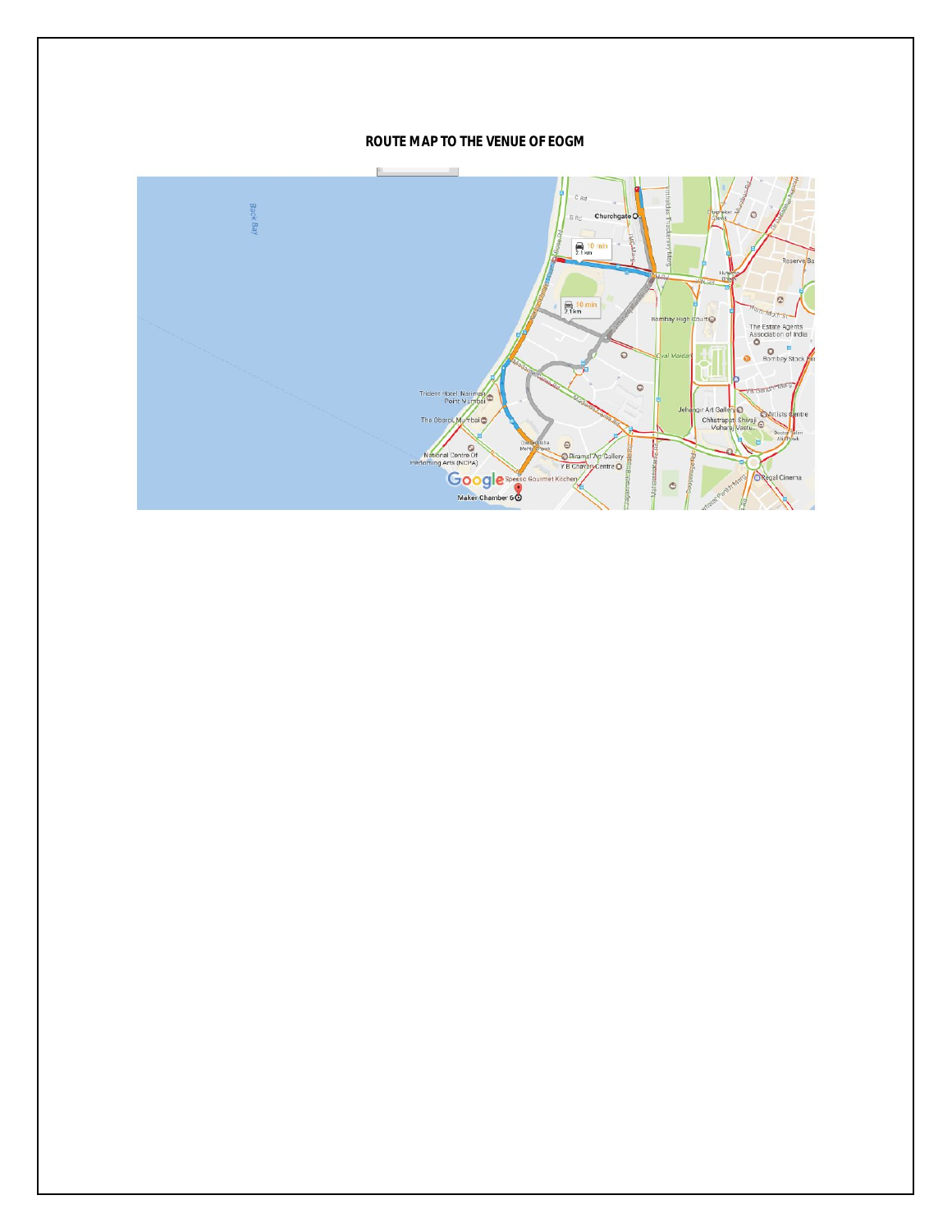**ROUTE MAP TO THE VENUE OF EOGM**

Back Bay

Churchgate

10 min
2.1 km

10 min
2.1 km

Bombay High Court

The Estate Agents Association of India

Bombay Stock Exchange

Oval Maidan

Trident Hotel, Nariman Point Mumbai

The Oberoi, Mumbai

Jehangir Art Gallery

Artists Centre

Chhatrapati Shivaji Maharaj Vastu...

National Centre Of Performing Arts (NCPA)

Piramal Art Gallery

Y B Chavan Centre

Spesso Gourmet Kitchen

Maker Chamber 6

Regal Cinema

Reserve Bank

Google